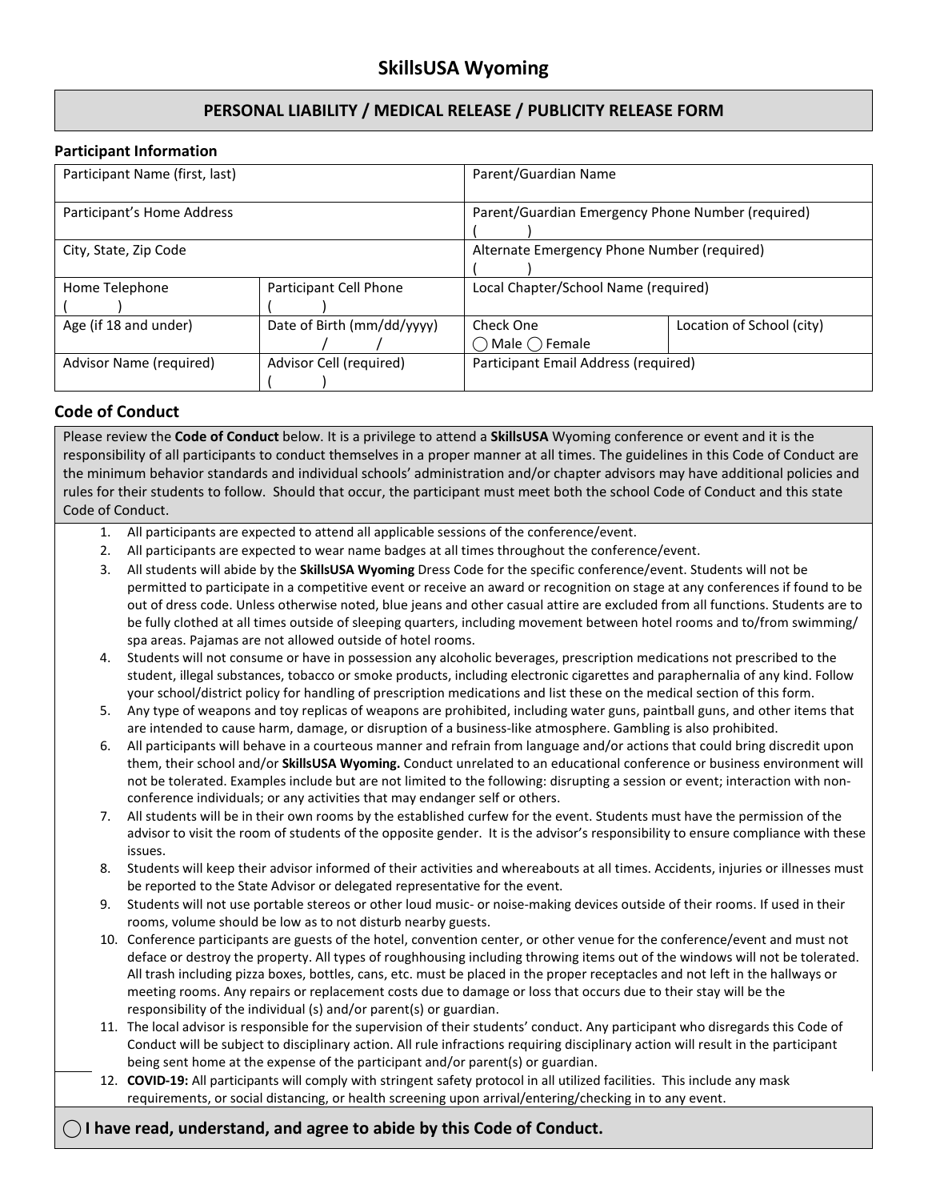# SkillsUSA Wyoming

## PERSONAL LIABILITY / MEDICAL RELEASE / PUBLICITY RELEASE FORM

### Participant Information

| Participant Name (first, last) | | Parent/Guardian Name | |
|---|---|---|---|
| Participant's Home Address | | Parent/Guardian Emergency Phone Number (required) ( ) | |
| City, State, Zip Code | | Alternate Emergency Phone Number (required) ( ) | |
| Home Telephone ( ) | Participant Cell Phone ( ) | Local Chapter/School Name (required) | |
| Age (if 18 and under) | Date of Birth (mm/dd/yyyy) / / | Check One ◯ Male ◯ Female | Location of School (city) |
| Advisor Name (required) | Advisor Cell (required) ( ) | Participant Email Address (required) | |

### Code of Conduct

Please review the **Code of Conduct** below. It is a privilege to attend a **SkillsUSA** Wyoming conference or event and it is the responsibility of all participants to conduct themselves in a proper manner at all times. The guidelines in this Code of Conduct are the minimum behavior standards and individual schools' administration and/or chapter advisors may have additional policies and rules for their students to follow. Should that occur, the participant must meet both the school Code of Conduct and this state Code of Conduct.

1. All participants are expected to attend all applicable sessions of the conference/event.
2. All participants are expected to wear name badges at all times throughout the conference/event.
3. All students will abide by the **SkillsUSA Wyoming** Dress Code for the specific conference/event. Students will not be permitted to participate in a competitive event or receive an award or recognition on stage at any conferences if found to be out of dress code. Unless otherwise noted, blue jeans and other casual attire are excluded from all functions. Students are to be fully clothed at all times outside of sleeping quarters, including movement between hotel rooms and to/from swimming/ spa areas. Pajamas are not allowed outside of hotel rooms.
4. Students will not consume or have in possession any alcoholic beverages, prescription medications not prescribed to the student, illegal substances, tobacco or smoke products, including electronic cigarettes and paraphernalia of any kind. Follow your school/district policy for handling of prescription medications and list these on the medical section of this form.
5. Any type of weapons and toy replicas of weapons are prohibited, including water guns, paintball guns, and other items that are intended to cause harm, damage, or disruption of a business-like atmosphere. Gambling is also prohibited.
6. All participants will behave in a courteous manner and refrain from language and/or actions that could bring discredit upon them, their school and/or **SkillsUSA Wyoming.** Conduct unrelated to an educational conference or business environment will not be tolerated. Examples include but are not limited to the following: disrupting a session or event; interaction with non-conference individuals; or any activities that may endanger self or others.
7. All students will be in their own rooms by the established curfew for the event. Students must have the permission of the advisor to visit the room of students of the opposite gender. It is the advisor's responsibility to ensure compliance with these issues.
8. Students will keep their advisor informed of their activities and whereabouts at all times. Accidents, injuries or illnesses must be reported to the State Advisor or delegated representative for the event.
9. Students will not use portable stereos or other loud music- or noise-making devices outside of their rooms. If used in their rooms, volume should be low as to not disturb nearby guests.
10. Conference participants are guests of the hotel, convention center, or other venue for the conference/event and must not deface or destroy the property. All types of roughhousing including throwing items out of the windows will not be tolerated. All trash including pizza boxes, bottles, cans, etc. must be placed in the proper receptacles and not left in the hallways or meeting rooms. Any repairs or replacement costs due to damage or loss that occurs due to their stay will be the responsibility of the individual (s) and/or parent(s) or guardian.
11. The local advisor is responsible for the supervision of their students' conduct. Any participant who disregards this Code of Conduct will be subject to disciplinary action. All rule infractions requiring disciplinary action will result in the participant being sent home at the expense of the participant and/or parent(s) or guardian.
12. **COVID-19:** All participants will comply with stringent safety protocol in all utilized facilities. This include any mask requirements, or social distancing, or health screening upon arrival/entering/checking in to any event.

◯ **I have read, understand, and agree to abide by this Code of Conduct.**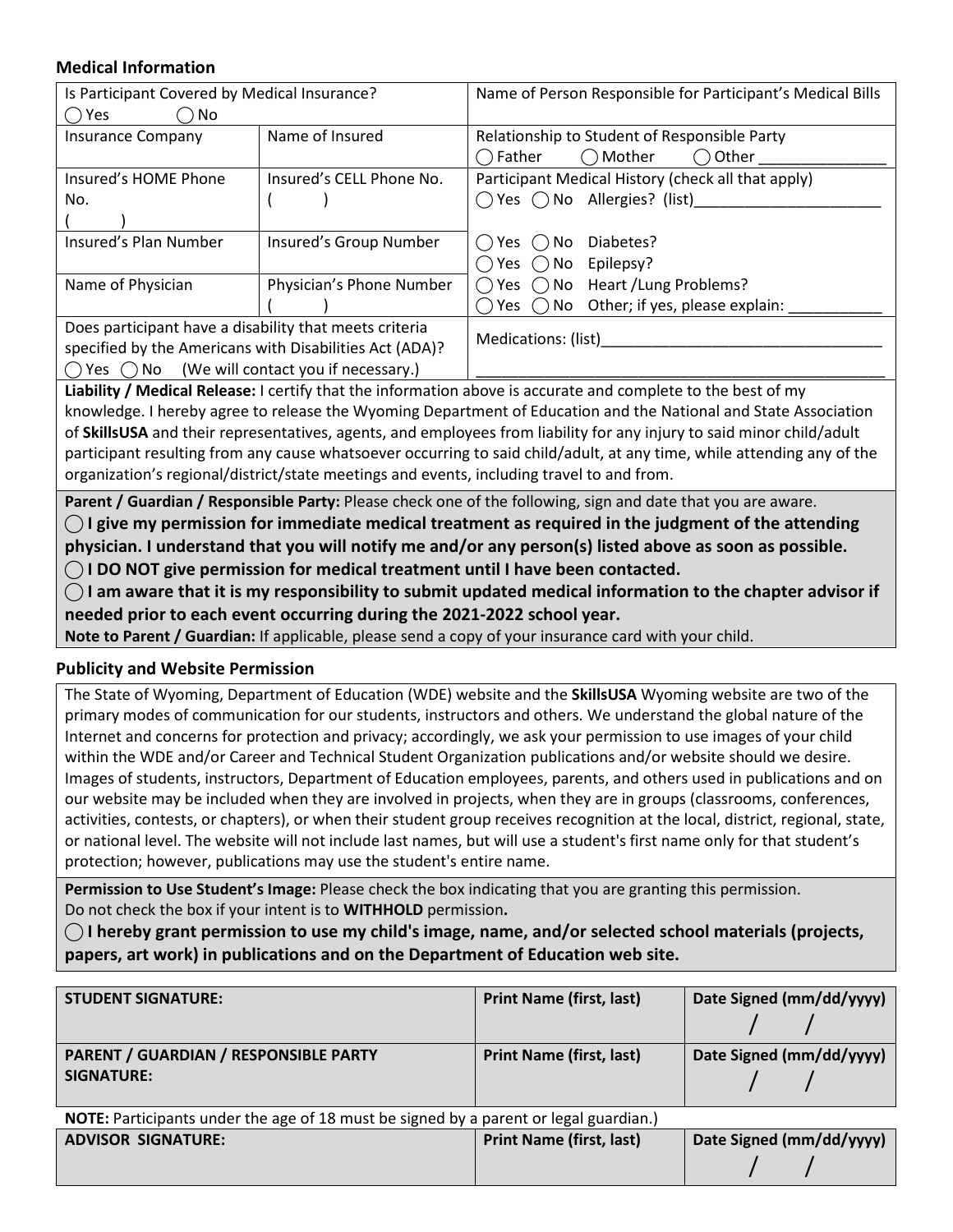## Medical Information

| Is Participant Covered by Medical Insurance? ◯ Yes ◯ No | | Name of Person Responsible for Participant's Medical Bills |
|---|---|---|
| Insurance Company | Name of Insured | Relationship to Student of Responsible Party ◯ Father ◯ Mother ◯ Other _______________ |
| Insured's HOME Phone No. ( ) | Insured's CELL Phone No. ( ) | Participant Medical History (check all that apply) ◯ Yes ◯ No Allergies? (list)______________________ |
| Insured's Plan Number | Insured's Group Number | ◯ Yes ◯ No Diabetes? ◯ Yes ◯ No Epilepsy? |
| Name of Physician | Physician's Phone Number ( ) | ◯ Yes ◯ No Heart /Lung Problems? ◯ Yes ◯ No Other; if yes, please explain: ___________ |
| Does participant have a disability that meets criteria specified by the Americans with Disabilities Act (ADA)? ◯ Yes ◯ No (We will contact you if necessary.) | | Medications: (list)_________________________________ _______________________________________________ |

**Liability / Medical Release:** I certify that the information above is accurate and complete to the best of my knowledge. I hereby agree to release the Wyoming Department of Education and the National and State Association of **SkillsUSA** and their representatives, agents, and employees from liability for any injury to said minor child/adult participant resulting from any cause whatsoever occurring to said child/adult, at any time, while attending any of the organization's regional/district/state meetings and events, including travel to and from.

**Parent / Guardian / Responsible Party:** Please check one of the following, sign and date that you are aware.

◯ **I give my permission for immediate medical treatment as required in the judgment of the attending physician. I understand that you will notify me and/or any person(s) listed above as soon as possible.**

◯ **I DO NOT give permission for medical treatment until I have been contacted.**

◯ **I am aware that it is my responsibility to submit updated medical information to the chapter advisor if needed prior to each event occurring during the 2021-2022 school year.**

**Note to Parent / Guardian:** If applicable, please send a copy of your insurance card with your child.

## Publicity and Website Permission

The State of Wyoming, Department of Education (WDE) website and the **SkillsUSA** Wyoming website are two of the primary modes of communication for our students, instructors and others. We understand the global nature of the Internet and concerns for protection and privacy; accordingly, we ask your permission to use images of your child within the WDE and/or Career and Technical Student Organization publications and/or website should we desire. Images of students, instructors, Department of Education employees, parents, and others used in publications and on our website may be included when they are involved in projects, when they are in groups (classrooms, conferences, activities, contests, or chapters), or when their student group receives recognition at the local, district, regional, state, or national level. The website will not include last names, but will use a student's first name only for that student's protection; however, publications may use the student's entire name.

**Permission to Use Student's Image:** Please check the box indicating that you are granting this permission. Do not check the box if your intent is to **WITHHOLD** permission**.**

◯ **I hereby grant permission to use my child's image, name, and/or selected school materials (projects, papers, art work) in publications and on the Department of Education web site.**

| **STUDENT SIGNATURE:** | **Print Name (first, last)** | **Date Signed (mm/dd/yyyy)** / / |
|---|---|---|
| **PARENT / GUARDIAN / RESPONSIBLE PARTY SIGNATURE:** | **Print Name (first, last)** | **Date Signed (mm/dd/yyyy)** / / |

**NOTE:** Participants under the age of 18 must be signed by a parent or legal guardian.)

| **ADVISOR SIGNATURE:** | **Print Name (first, last)** | **Date Signed (mm/dd/yyyy)** / / |
|---|---|---|